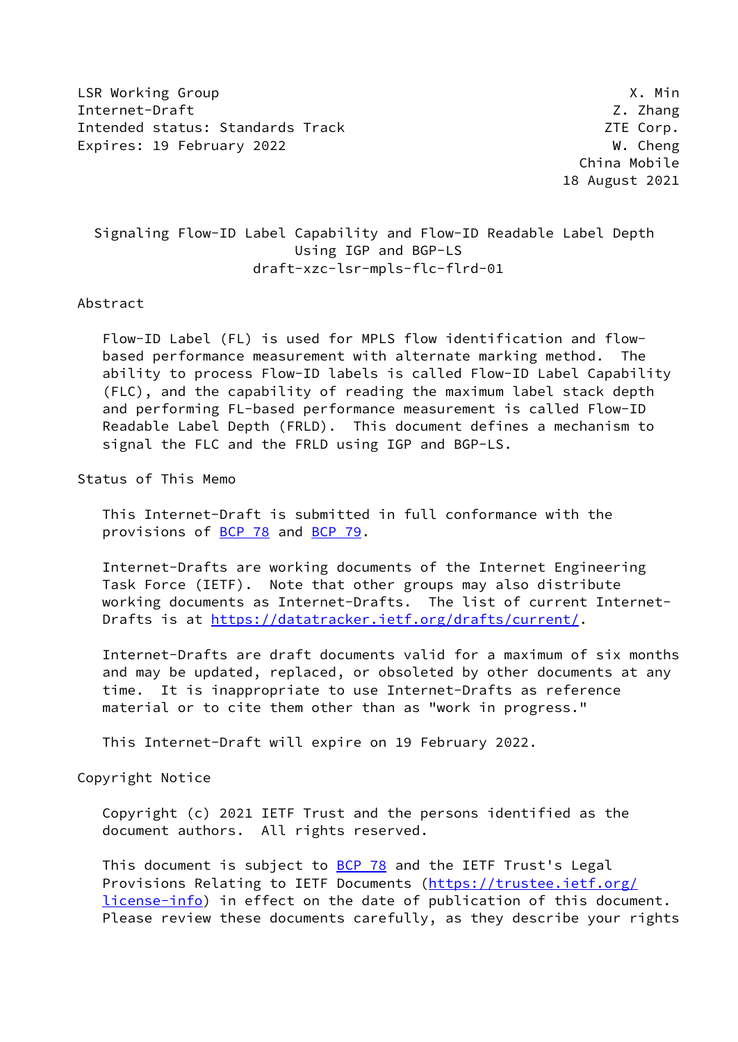LSR Working Group X. Min
Internet-Draft Z. Zhang
Intended status: Standards Track ZTE Corp.
Expires: 19 February 2022 W. Cheng
China Mobile
18 August 2021

# Signaling Flow-ID Label Capability and Flow-ID Readable Label Depth Using IGP and BGP-LS

draft-xzc-lsr-mpls-flc-flrd-01

## Abstract

Flow-ID Label (FL) is used for MPLS flow identification and flow-based performance measurement with alternate marking method. The ability to process Flow-ID labels is called Flow-ID Label Capability (FLC), and the capability of reading the maximum label stack depth and performing FL-based performance measurement is called Flow-ID Readable Label Depth (FRLD). This document defines a mechanism to signal the FLC and the FRLD using IGP and BGP-LS.

## Status of This Memo

This Internet-Draft is submitted in full conformance with the provisions of BCP 78 and BCP 79.

Internet-Drafts are working documents of the Internet Engineering Task Force (IETF). Note that other groups may also distribute working documents as Internet-Drafts. The list of current Internet-Drafts is at https://datatracker.ietf.org/drafts/current/.

Internet-Drafts are draft documents valid for a maximum of six months and may be updated, replaced, or obsoleted by other documents at any time. It is inappropriate to use Internet-Drafts as reference material or to cite them other than as "work in progress."

This Internet-Draft will expire on 19 February 2022.

## Copyright Notice

Copyright (c) 2021 IETF Trust and the persons identified as the document authors. All rights reserved.

This document is subject to BCP 78 and the IETF Trust's Legal Provisions Relating to IETF Documents (https://trustee.ietf.org/license-info) in effect on the date of publication of this document. Please review these documents carefully, as they describe your rights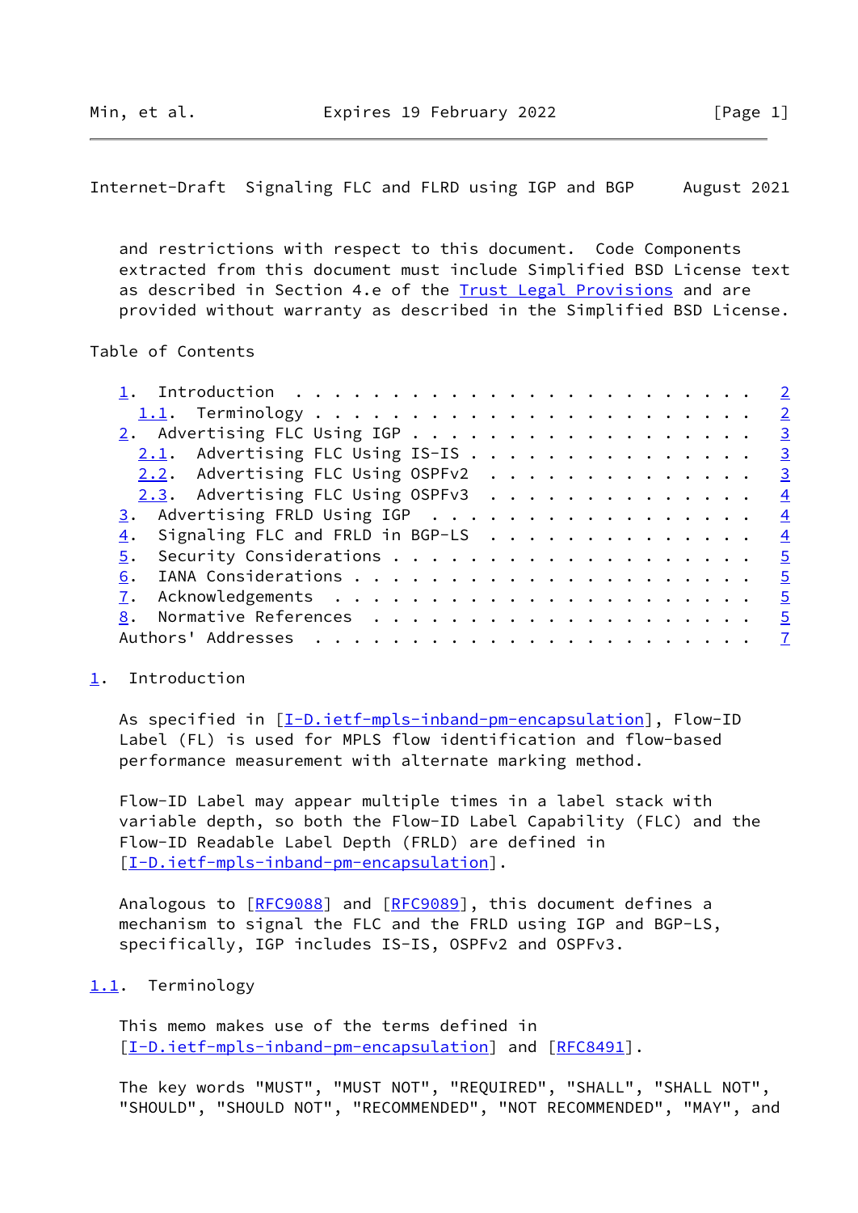and restrictions with respect to this document. Code Components extracted from this document must include Simplified BSD License text as described in Section 4.e of the Trust Legal Provisions and are provided without warranty as described in the Simplified BSD License.

Table of Contents

1. Introduction . . . . . . . . . . . . . . . . . . . . . . . . 2
   1.1. Terminology . . . . . . . . . . . . . . . . . . . . . . 2
2. Advertising FLC Using IGP . . . . . . . . . . . . . . . . . . 3
   2.1. Advertising FLC Using IS-IS . . . . . . . . . . . . . . 3
   2.2. Advertising FLC Using OSPFv2 . . . . . . . . . . . . . . 3
   2.3. Advertising FLC Using OSPFv3 . . . . . . . . . . . . . . 4
3. Advertising FRLD Using IGP . . . . . . . . . . . . . . . . . 4
4. Signaling FLC and FRLD in BGP-LS . . . . . . . . . . . . . . 4
5. Security Considerations . . . . . . . . . . . . . . . . . . . 5
6. IANA Considerations . . . . . . . . . . . . . . . . . . . . . 5
7. Acknowledgements . . . . . . . . . . . . . . . . . . . . . . 5
8. Normative References . . . . . . . . . . . . . . . . . . . . 5
Authors' Addresses . . . . . . . . . . . . . . . . . . . . . . . 7

## 1. Introduction

As specified in [I-D.ietf-mpls-inband-pm-encapsulation], Flow-ID Label (FL) is used for MPLS flow identification and flow-based performance measurement with alternate marking method.

Flow-ID Label may appear multiple times in a label stack with variable depth, so both the Flow-ID Label Capability (FLC) and the Flow-ID Readable Label Depth (FRLD) are defined in [I-D.ietf-mpls-inband-pm-encapsulation].

Analogous to [RFC9088] and [RFC9089], this document defines a mechanism to signal the FLC and the FRLD using IGP and BGP-LS, specifically, IGP includes IS-IS, OSPFv2 and OSPFv3.

### 1.1. Terminology

This memo makes use of the terms defined in [I-D.ietf-mpls-inband-pm-encapsulation] and [RFC8491].

The key words "MUST", "MUST NOT", "REQUIRED", "SHALL", "SHALL NOT", "SHOULD", "SHOULD NOT", "RECOMMENDED", "NOT RECOMMENDED", "MAY", and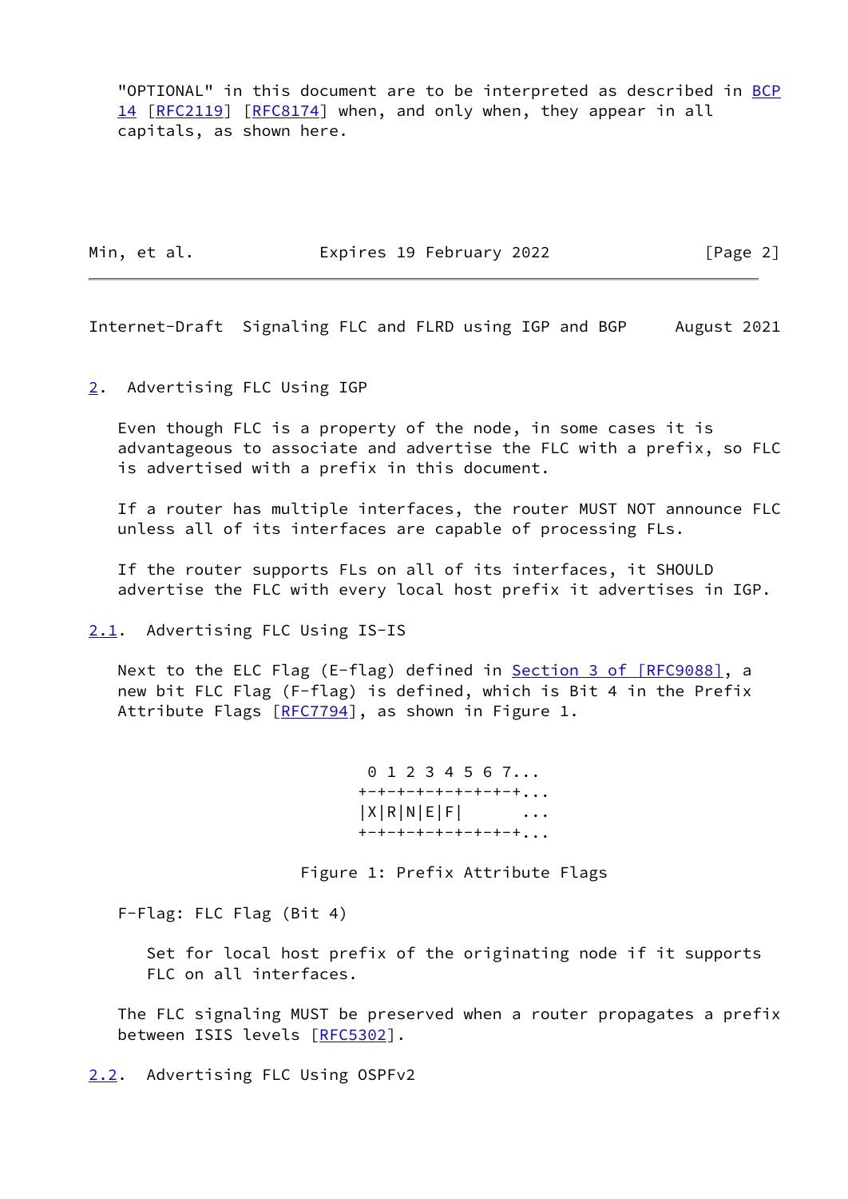"OPTIONAL" in this document are to be interpreted as described in BCP 14 [RFC2119] [RFC8174] when, and only when, they appear in all capitals, as shown here.

## 2. Advertising FLC Using IGP

Even though FLC is a property of the node, in some cases it is advantageous to associate and advertise the FLC with a prefix, so FLC is advertised with a prefix in this document.

If a router has multiple interfaces, the router MUST NOT announce FLC unless all of its interfaces are capable of processing FLs.

If the router supports FLs on all of its interfaces, it SHOULD advertise the FLC with every local host prefix it advertises in IGP.

### 2.1. Advertising FLC Using IS-IS

Next to the ELC Flag (E-flag) defined in Section 3 of [RFC9088], a new bit FLC Flag (F-flag) is defined, which is Bit 4 in the Prefix Attribute Flags [RFC7794], as shown in Figure 1.

```
 0 1 2 3 4 5 6 7...
+-+-+-+-+-+-+-+-+...
|X|R|N|E|F|      ...
+-+-+-+-+-+-+-+-+...
```

Figure 1: Prefix Attribute Flags

F-Flag: FLC Flag (Bit 4)

   Set for local host prefix of the originating node if it supports FLC on all interfaces.

The FLC signaling MUST be preserved when a router propagates a prefix between ISIS levels [RFC5302].

### 2.2. Advertising FLC Using OSPFv2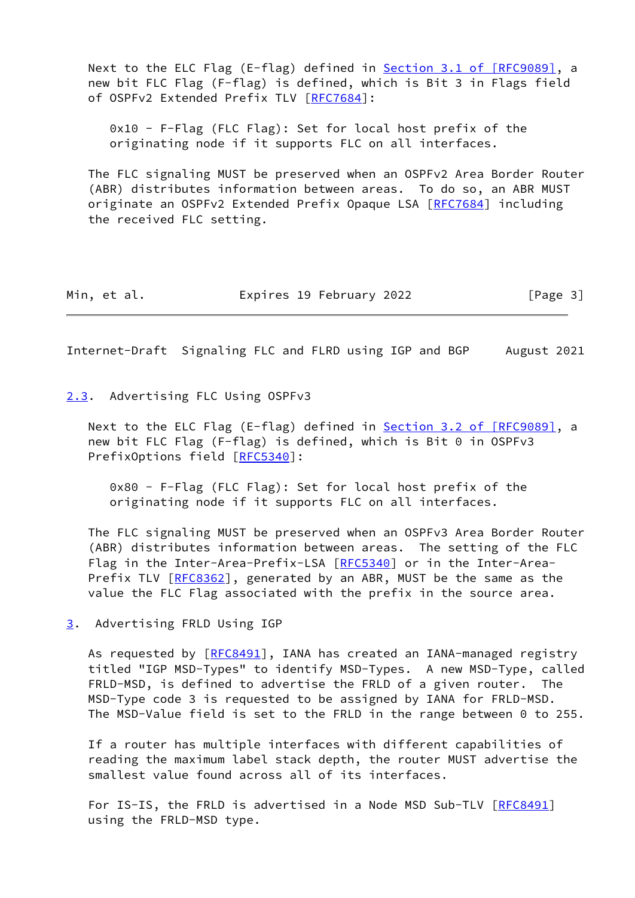Next to the ELC Flag (E-flag) defined in Section 3.1 of [RFC9089], a new bit FLC Flag (F-flag) is defined, which is Bit 3 in Flags field of OSPFv2 Extended Prefix TLV [RFC7684]:

0x10 - F-Flag (FLC Flag): Set for local host prefix of the originating node if it supports FLC on all interfaces.

The FLC signaling MUST be preserved when an OSPFv2 Area Border Router (ABR) distributes information between areas. To do so, an ABR MUST originate an OSPFv2 Extended Prefix Opaque LSA [RFC7684] including the received FLC setting.

## 2.3. Advertising FLC Using OSPFv3

Next to the ELC Flag (E-flag) defined in Section 3.2 of [RFC9089], a new bit FLC Flag (F-flag) is defined, which is Bit 0 in OSPFv3 PrefixOptions field [RFC5340]:

0x80 - F-Flag (FLC Flag): Set for local host prefix of the originating node if it supports FLC on all interfaces.

The FLC signaling MUST be preserved when an OSPFv3 Area Border Router (ABR) distributes information between areas. The setting of the FLC Flag in the Inter-Area-Prefix-LSA [RFC5340] or in the Inter-Area-Prefix TLV [RFC8362], generated by an ABR, MUST be the same as the value the FLC Flag associated with the prefix in the source area.

# 3. Advertising FRLD Using IGP

As requested by [RFC8491], IANA has created an IANA-managed registry titled "IGP MSD-Types" to identify MSD-Types. A new MSD-Type, called FRLD-MSD, is defined to advertise the FRLD of a given router. The MSD-Type code 3 is requested to be assigned by IANA for FRLD-MSD. The MSD-Value field is set to the FRLD in the range between 0 to 255.

If a router has multiple interfaces with different capabilities of reading the maximum label stack depth, the router MUST advertise the smallest value found across all of its interfaces.

For IS-IS, the FRLD is advertised in a Node MSD Sub-TLV [RFC8491] using the FRLD-MSD type.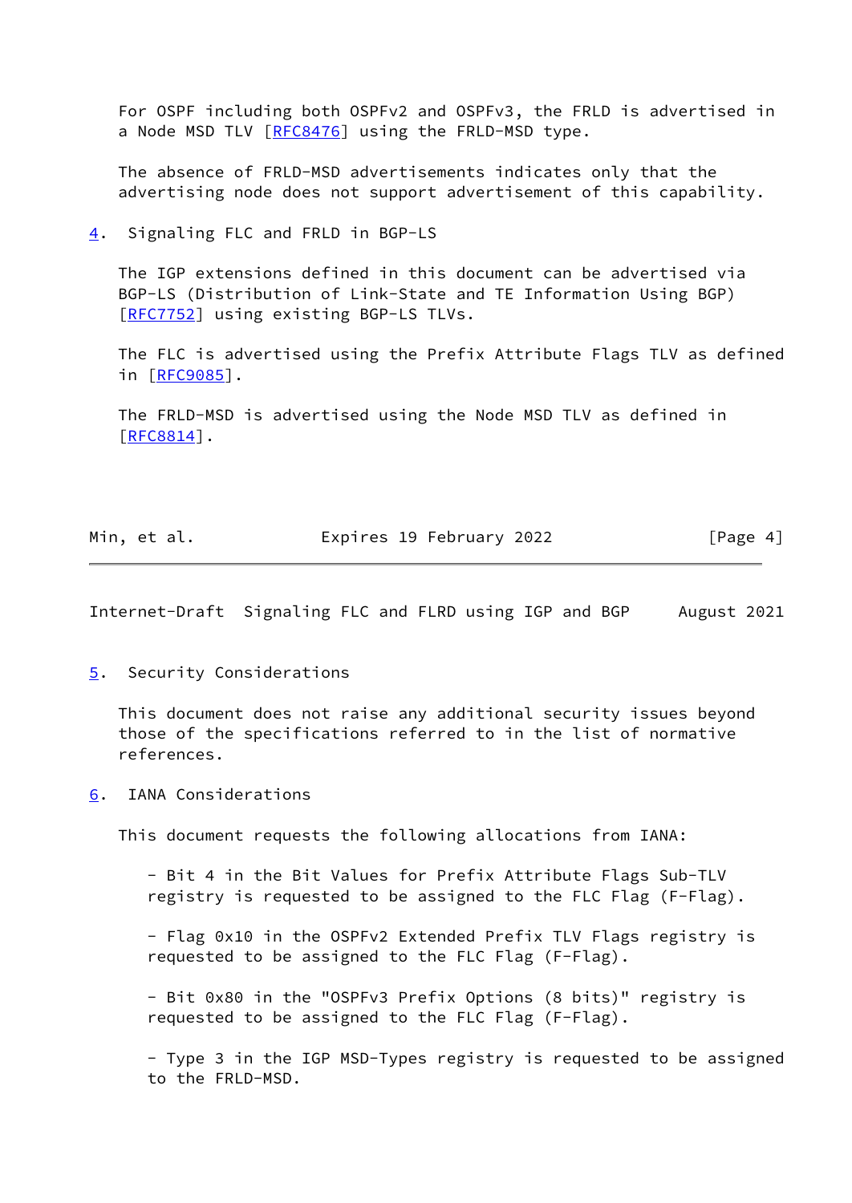For OSPF including both OSPFv2 and OSPFv3, the FRLD is advertised in a Node MSD TLV [RFC8476] using the FRLD-MSD type.

The absence of FRLD-MSD advertisements indicates only that the advertising node does not support advertisement of this capability.

## 4. Signaling FLC and FRLD in BGP-LS

The IGP extensions defined in this document can be advertised via BGP-LS (Distribution of Link-State and TE Information Using BGP) [RFC7752] using existing BGP-LS TLVs.

The FLC is advertised using the Prefix Attribute Flags TLV as defined in [RFC9085].

The FRLD-MSD is advertised using the Node MSD TLV as defined in [RFC8814].

## 5. Security Considerations

This document does not raise any additional security issues beyond those of the specifications referred to in the list of normative references.

## 6. IANA Considerations

This document requests the following allocations from IANA:

- Bit 4 in the Bit Values for Prefix Attribute Flags Sub-TLV registry is requested to be assigned to the FLC Flag (F-Flag).

- Flag 0x10 in the OSPFv2 Extended Prefix TLV Flags registry is requested to be assigned to the FLC Flag (F-Flag).

- Bit 0x80 in the "OSPFv3 Prefix Options (8 bits)" registry is requested to be assigned to the FLC Flag (F-Flag).

- Type 3 in the IGP MSD-Types registry is requested to be assigned to the FRLD-MSD.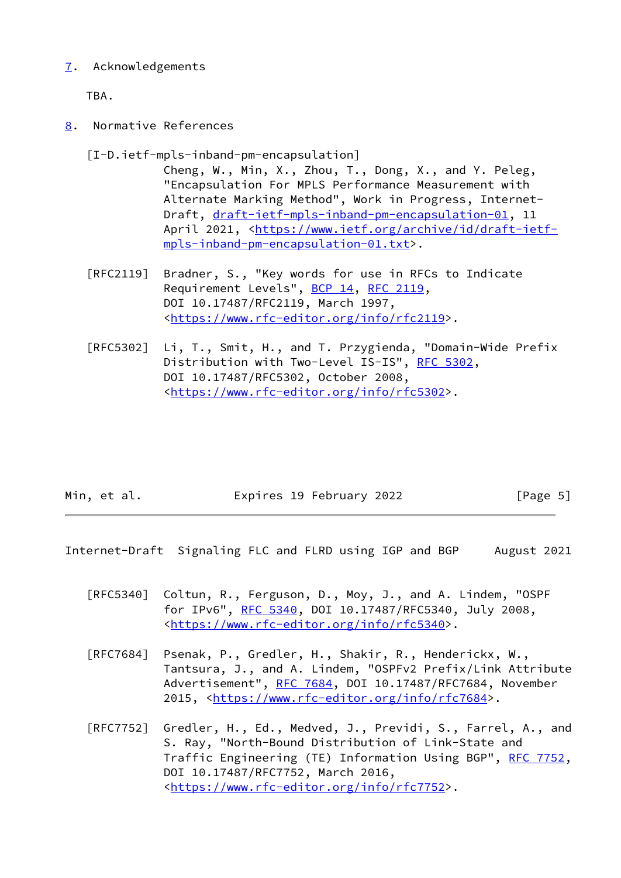## 7. Acknowledgements

TBA.

## 8. Normative References

[I-D.ietf-mpls-inband-pm-encapsulation]
Cheng, W., Min, X., Zhou, T., Dong, X., and Y. Peleg, "Encapsulation For MPLS Performance Measurement with Alternate Marking Method", Work in Progress, Internet-Draft, draft-ietf-mpls-inband-pm-encapsulation-01, 11 April 2021, <https://www.ietf.org/archive/id/draft-ietf-mpls-inband-pm-encapsulation-01.txt>.

[RFC2119] Bradner, S., "Key words for use in RFCs to Indicate Requirement Levels", BCP 14, RFC 2119, DOI 10.17487/RFC2119, March 1997, <https://www.rfc-editor.org/info/rfc2119>.

[RFC5302] Li, T., Smit, H., and T. Przygienda, "Domain-Wide Prefix Distribution with Two-Level IS-IS", RFC 5302, DOI 10.17487/RFC5302, October 2008, <https://www.rfc-editor.org/info/rfc5302>.

[RFC5340] Coltun, R., Ferguson, D., Moy, J., and A. Lindem, "OSPF for IPv6", RFC 5340, DOI 10.17487/RFC5340, July 2008, <https://www.rfc-editor.org/info/rfc5340>.

[RFC7684] Psenak, P., Gredler, H., Shakir, R., Henderickx, W., Tantsura, J., and A. Lindem, "OSPFv2 Prefix/Link Attribute Advertisement", RFC 7684, DOI 10.17487/RFC7684, November 2015, <https://www.rfc-editor.org/info/rfc7684>.

[RFC7752] Gredler, H., Ed., Medved, J., Previdi, S., Farrel, A., and S. Ray, "North-Bound Distribution of Link-State and Traffic Engineering (TE) Information Using BGP", RFC 7752, DOI 10.17487/RFC7752, March 2016, <https://www.rfc-editor.org/info/rfc7752>.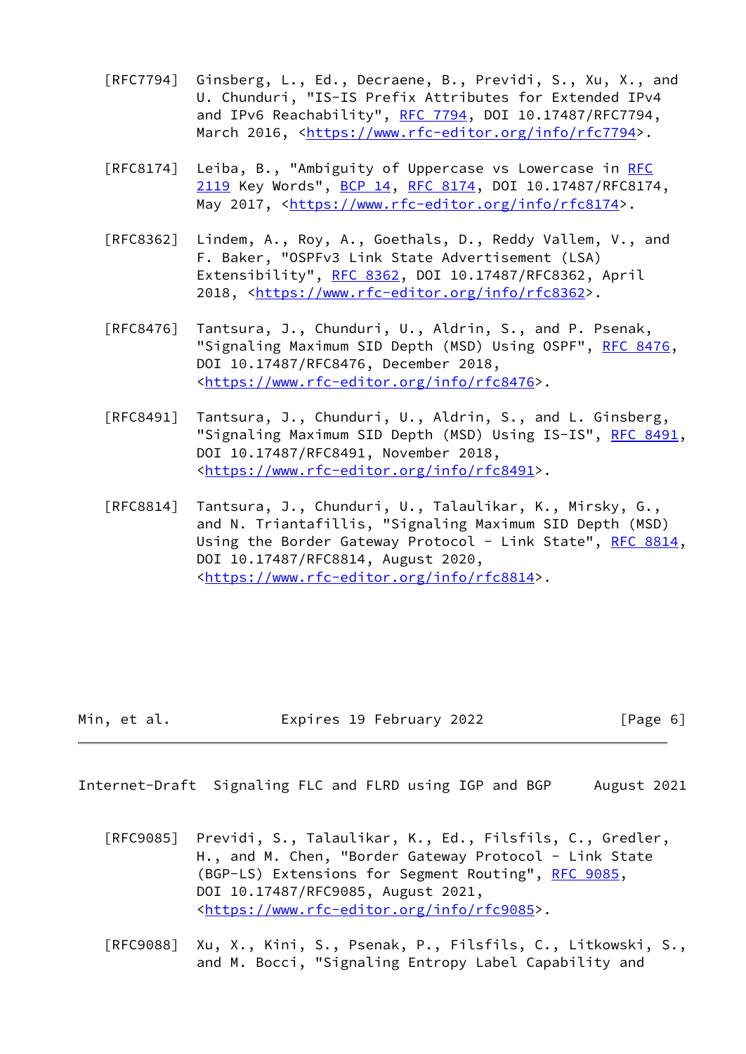[RFC7794] Ginsberg, L., Ed., Decraene, B., Previdi, S., Xu, X., and U. Chunduri, "IS-IS Prefix Attributes for Extended IPv4 and IPv6 Reachability", RFC 7794, DOI 10.17487/RFC7794, March 2016, <https://www.rfc-editor.org/info/rfc7794>.

[RFC8174] Leiba, B., "Ambiguity of Uppercase vs Lowercase in RFC 2119 Key Words", BCP 14, RFC 8174, DOI 10.17487/RFC8174, May 2017, <https://www.rfc-editor.org/info/rfc8174>.

[RFC8362] Lindem, A., Roy, A., Goethals, D., Reddy Vallem, V., and F. Baker, "OSPFv3 Link State Advertisement (LSA) Extensibility", RFC 8362, DOI 10.17487/RFC8362, April 2018, <https://www.rfc-editor.org/info/rfc8362>.

[RFC8476] Tantsura, J., Chunduri, U., Aldrin, S., and P. Psenak, "Signaling Maximum SID Depth (MSD) Using OSPF", RFC 8476, DOI 10.17487/RFC8476, December 2018, <https://www.rfc-editor.org/info/rfc8476>.

[RFC8491] Tantsura, J., Chunduri, U., Aldrin, S., and L. Ginsberg, "Signaling Maximum SID Depth (MSD) Using IS-IS", RFC 8491, DOI 10.17487/RFC8491, November 2018, <https://www.rfc-editor.org/info/rfc8491>.

[RFC8814] Tantsura, J., Chunduri, U., Talaulikar, K., Mirsky, G., and N. Triantafillis, "Signaling Maximum SID Depth (MSD) Using the Border Gateway Protocol - Link State", RFC 8814, DOI 10.17487/RFC8814, August 2020, <https://www.rfc-editor.org/info/rfc8814>.

[RFC9085] Previdi, S., Talaulikar, K., Ed., Filsfils, C., Gredler, H., and M. Chen, "Border Gateway Protocol - Link State (BGP-LS) Extensions for Segment Routing", RFC 9085, DOI 10.17487/RFC9085, August 2021, <https://www.rfc-editor.org/info/rfc9085>.

[RFC9088] Xu, X., Kini, S., Psenak, P., Filsfils, C., Litkowski, S., and M. Bocci, "Signaling Entropy Label Capability and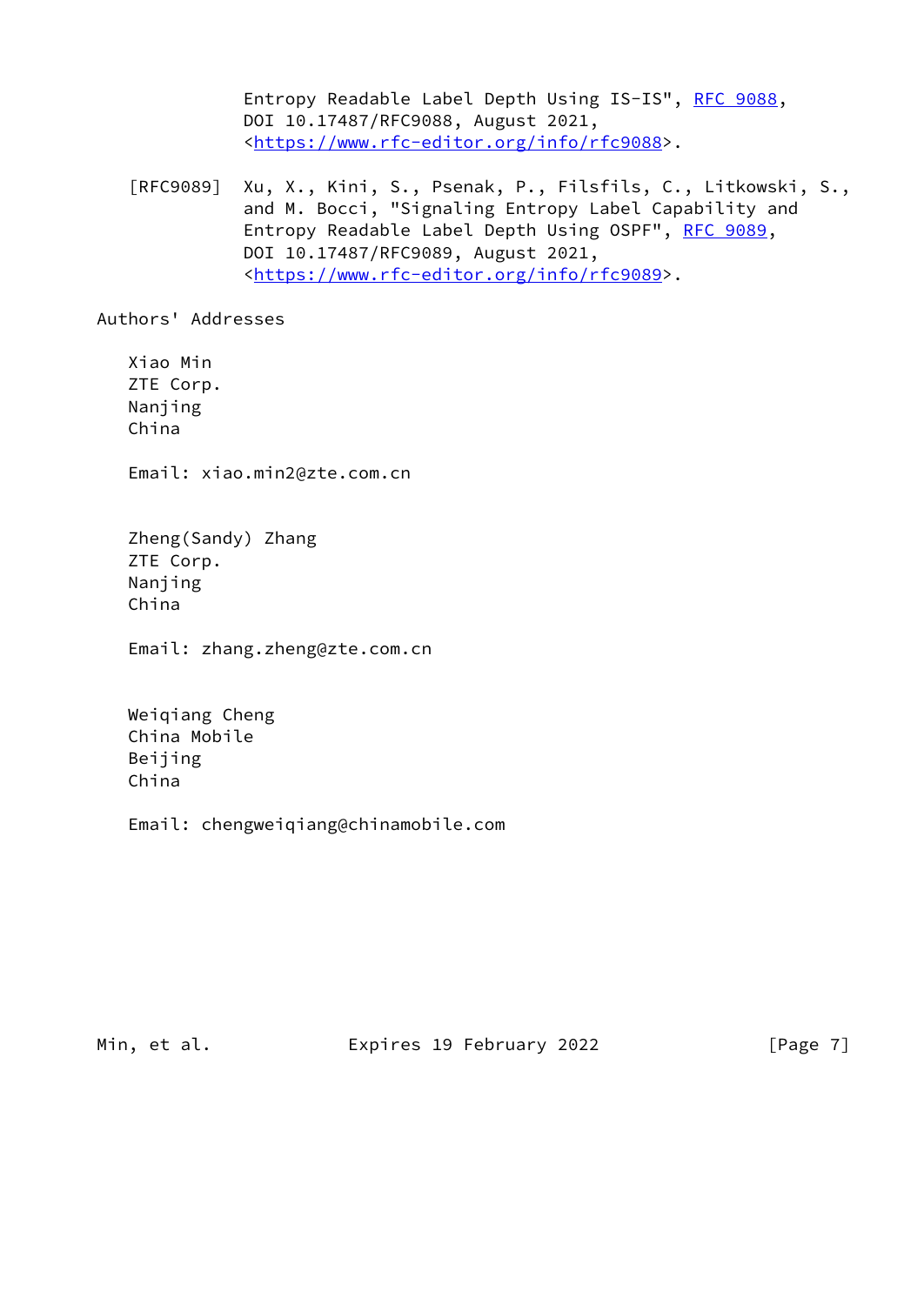Entropy Readable Label Depth Using IS-IS", RFC 9088, DOI 10.17487/RFC9088, August 2021, <https://www.rfc-editor.org/info/rfc9088>.

[RFC9089] Xu, X., Kini, S., Psenak, P., Filsfils, C., Litkowski, S., and M. Bocci, "Signaling Entropy Label Capability and Entropy Readable Label Depth Using OSPF", RFC 9089, DOI 10.17487/RFC9089, August 2021, <https://www.rfc-editor.org/info/rfc9089>.

## Authors' Addresses

Xiao Min
ZTE Corp.
Nanjing
China

Email: xiao.min2@zte.com.cn

Zheng(Sandy) Zhang
ZTE Corp.
Nanjing
China

Email: zhang.zheng@zte.com.cn

Weiqiang Cheng
China Mobile
Beijing
China

Email: chengweiqiang@chinamobile.com